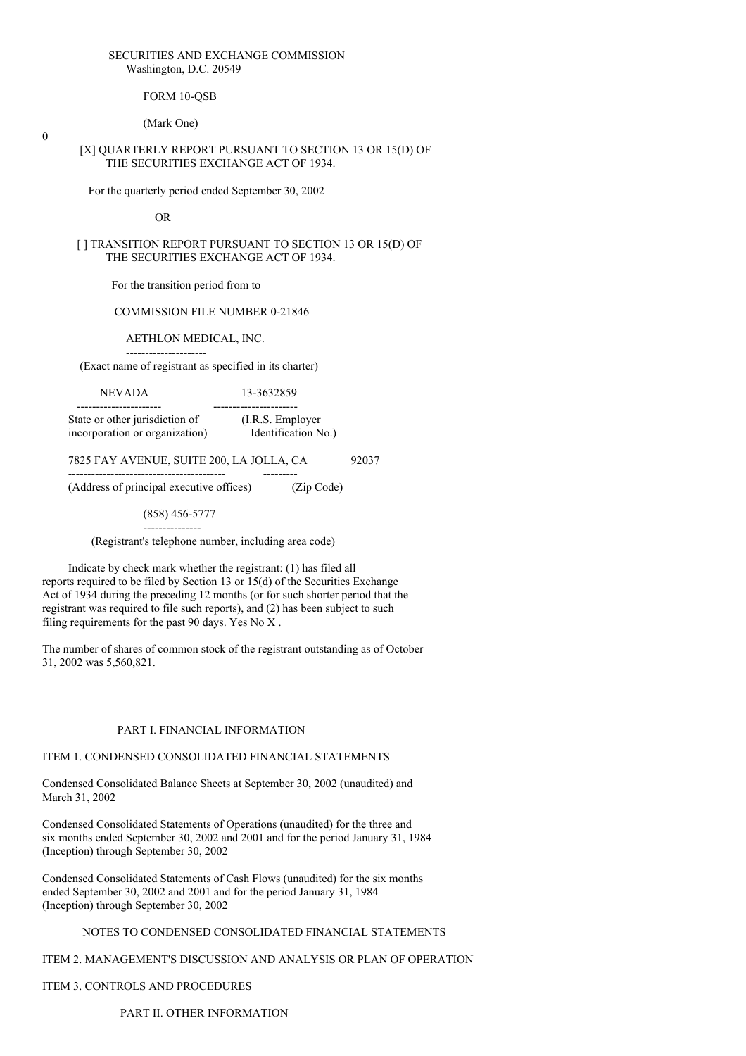SECURITIES AND EXCHANGE COMMISSION
Washington, D.C. 20549

FORM 10-QSB

(Mark One)

0

[X] QUARTERLY REPORT PURSUANT TO SECTION 13 OR 15(D) OF THE SECURITIES EXCHANGE ACT OF 1934.

For the quarterly period ended September 30, 2002

OR

[ ] TRANSITION REPORT PURSUANT TO SECTION 13 OR 15(D) OF THE SECURITIES EXCHANGE ACT OF 1934.

For the transition period from to

COMMISSION FILE NUMBER 0-21846

AETHLON MEDICAL, INC.

(Exact name of registrant as specified in its charter)

| NEVADA | 13-3632859 |
|---|---|
| State or other jurisdiction of incorporation or organization) | (I.R.S. Employer Identification No.) |

| 7825 FAY AVENUE, SUITE 200, LA JOLLA, CA | 92037 |
|---|---|
| (Address of principal executive offices) | (Zip Code) |

(858) 456-5777

(Registrant's telephone number, including area code)

Indicate by check mark whether the registrant: (1) has filed all reports required to be filed by Section 13 or 15(d) of the Securities Exchange Act of 1934 during the preceding 12 months (or for such shorter period that the registrant was required to file such reports), and (2) has been subject to such filing requirements for the past 90 days. Yes No X .

The number of shares of common stock of the registrant outstanding as of October 31, 2002 was 5,560,821.

PART I. FINANCIAL INFORMATION

ITEM 1. CONDENSED CONSOLIDATED FINANCIAL STATEMENTS

Condensed Consolidated Balance Sheets at September 30, 2002 (unaudited) and March 31, 2002

Condensed Consolidated Statements of Operations (unaudited) for the three and six months ended September 30, 2002 and 2001 and for the period January 31, 1984 (Inception) through September 30, 2002

Condensed Consolidated Statements of Cash Flows (unaudited) for the six months ended September 30, 2002 and 2001 and for the period January 31, 1984 (Inception) through September 30, 2002

NOTES TO CONDENSED CONSOLIDATED FINANCIAL STATEMENTS

ITEM 2. MANAGEMENT'S DISCUSSION AND ANALYSIS OR PLAN OF OPERATION

ITEM 3. CONTROLS AND PROCEDURES

PART II. OTHER INFORMATION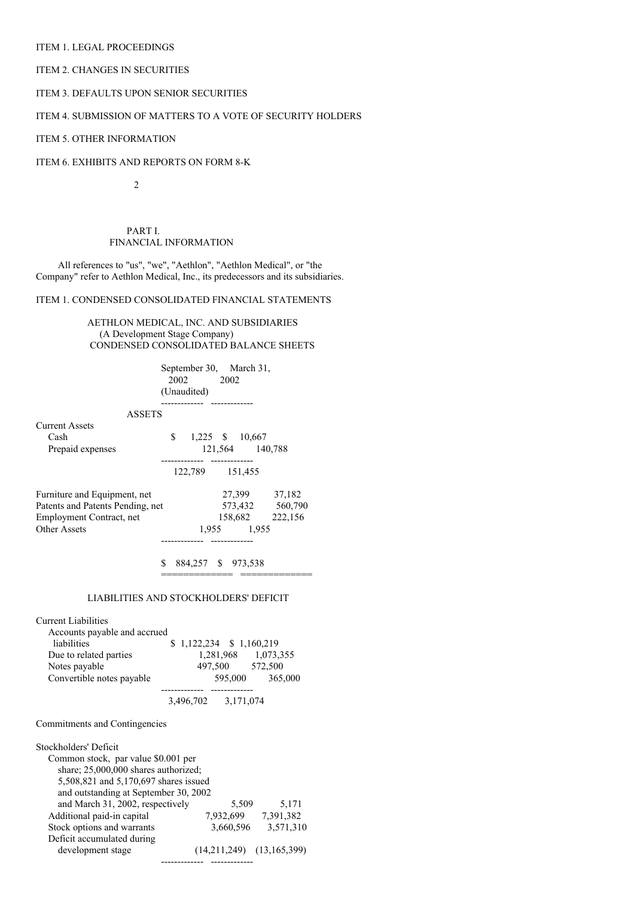ITEM 1. LEGAL PROCEEDINGS

ITEM 2. CHANGES IN SECURITIES

ITEM 3. DEFAULTS UPON SENIOR SECURITIES

ITEM 4. SUBMISSION OF MATTERS TO A VOTE OF SECURITY HOLDERS

ITEM 5. OTHER INFORMATION

ITEM 6. EXHIBITS AND REPORTS ON FORM 8-K

## PART I. FINANCIAL INFORMATION

All references to "us", "we", "Aethlon", "Aethlon Medical", or "the Company" refer to Aethlon Medical, Inc., its predecessors and its subsidiaries.

### ITEM 1. CONDENSED CONSOLIDATED FINANCIAL STATEMENTS

AETHLON MEDICAL, INC. AND SUBSIDIARIES
(A Development Stage Company)
CONDENSED CONSOLIDATED BALANCE SHEETS

| | September 30, 2002 (Unaudited) | March 31, 2002 |
|---|---|---|
| **ASSETS** | | |
| Current Assets | | |
| Cash | $ 1,225 | $ 10,667 |
| Prepaid expenses | 121,564 | 140,788 |
| | 122,789 | 151,455 |
| Furniture and Equipment, net | 27,399 | 37,182 |
| Patents and Patents Pending, net | 573,432 | 560,790 |
| Employment Contract, net | 158,682 | 222,156 |
| Other Assets | 1,955 | 1,955 |
| | $ 884,257 | $ 973,538 |
| **LIABILITIES AND STOCKHOLDERS' DEFICIT** | | |
| Current Liabilities | | |
| Accounts payable and accrued liabilities | $ 1,122,234 | $ 1,160,219 |
| Due to related parties | 1,281,968 | 1,073,355 |
| Notes payable | 497,500 | 572,500 |
| Convertible notes payable | 595,000 | 365,000 |
| | 3,496,702 | 3,171,074 |
| Commitments and Contingencies | | |
| Stockholders' Deficit | | |
| Common stock, par value $0.001 per share; 25,000,000 shares authorized; 5,508,821 and 5,170,697 shares issued and outstanding at September 30, 2002 and March 31, 2002, respectively | 5,509 | 5,171 |
| Additional paid-in capital | 7,932,699 | 7,391,382 |
| Stock options and warrants | 3,660,596 | 3,571,310 |
| Deficit accumulated during development stage | (14,211,249) | (13,165,399) |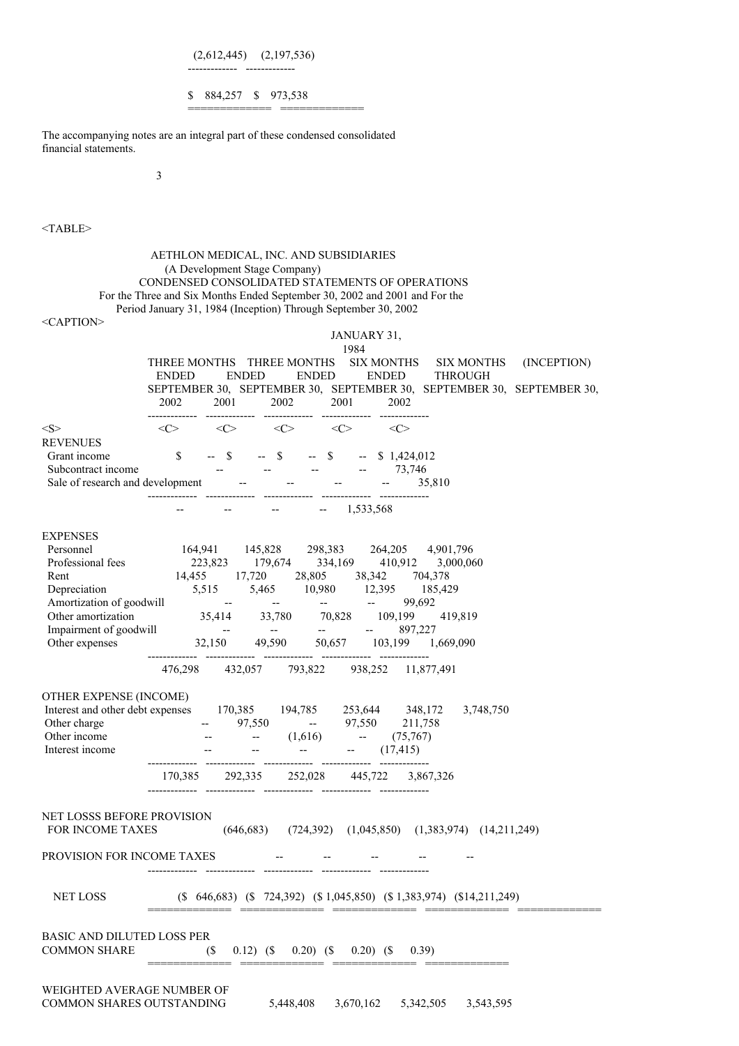| | |
|---|---|
| (2,612,445) | (2,197,536) |
| $ 884,257 | $ 973,538 |

The accompanying notes are an integral part of these condensed consolidated financial statements.

AETHLON MEDICAL, INC. AND SUBSIDIARIES
(A Development Stage Company)
CONDENSED CONSOLIDATED STATEMENTS OF OPERATIONS
For the Three and Six Months Ended September 30, 2002 and 2001 and For the Period January 31, 1984 (Inception) Through September 30, 2002

| | THREE MONTHS ENDED SEPTEMBER 30, 2002 | THREE MONTHS ENDED SEPTEMBER 30, 2001 | SIX MONTHS ENDED SEPTEMBER 30, 2002 | SIX MONTHS ENDED SEPTEMBER 30, 2001 | JANUARY 31, 1984 (INCEPTION) THROUGH SEPTEMBER 30, 2002 |
|---|---|---|---|---|---|
| REVENUES | | | | | |
| Grant income | $ -- | $ -- | $ -- | $ -- | $ 1,424,012 |
| Subcontract income | -- | -- | -- | -- | 73,746 |
| Sale of research and development | -- | -- | -- | -- | 35,810 |
| | -- | -- | -- | -- | 1,533,568 |
| EXPENSES | | | | | |
| Personnel | 164,941 | 145,828 | 298,383 | 264,205 | 4,901,796 |
| Professional fees | 223,823 | 179,674 | 334,169 | 410,912 | 3,000,060 |
| Rent | 14,455 | 17,720 | 28,805 | 38,342 | 704,378 |
| Depreciation | 5,515 | 5,465 | 10,980 | 12,395 | 185,429 |
| Amortization of goodwill | -- | -- | -- | -- | 99,692 |
| Other amortization | 35,414 | 33,780 | 70,828 | 109,199 | 419,819 |
| Impairment of goodwill | -- | -- | -- | -- | 897,227 |
| Other expenses | 32,150 | 49,590 | 50,657 | 103,199 | 1,669,090 |
| | 476,298 | 432,057 | 793,822 | 938,252 | 11,877,491 |
| OTHER EXPENSE (INCOME) | | | | | |
| Interest and other debt expenses | 170,385 | 194,785 | 253,644 | 348,172 | 3,748,750 |
| Other charge | -- | 97,550 | -- | 97,550 | 211,758 |
| Other income | -- | -- | (1,616) | -- | (75,767) |
| Interest income | -- | -- | -- | -- | (17,415) |
| | 170,385 | 292,335 | 252,028 | 445,722 | 3,867,326 |
| NET LOSSS BEFORE PROVISION FOR INCOME TAXES | (646,683) | (724,392) | (1,045,850) | (1,383,974) | (14,211,249) |
| PROVISION FOR INCOME TAXES | -- | -- | -- | -- | -- |
| NET LOSS | ($ 646,683) | ($ 724,392) | ($ 1,045,850) | ($ 1,383,974) | ($14,211,249) |
| BASIC AND DILUTED LOSS PER COMMON SHARE | ($ 0.12) | ($ 0.20) | ($ 0.20) | ($ 0.39) | |
| WEIGHTED AVERAGE NUMBER OF COMMON SHARES OUTSTANDING | 5,448,408 | 3,670,162 | 5,342,505 | 3,543,595 | |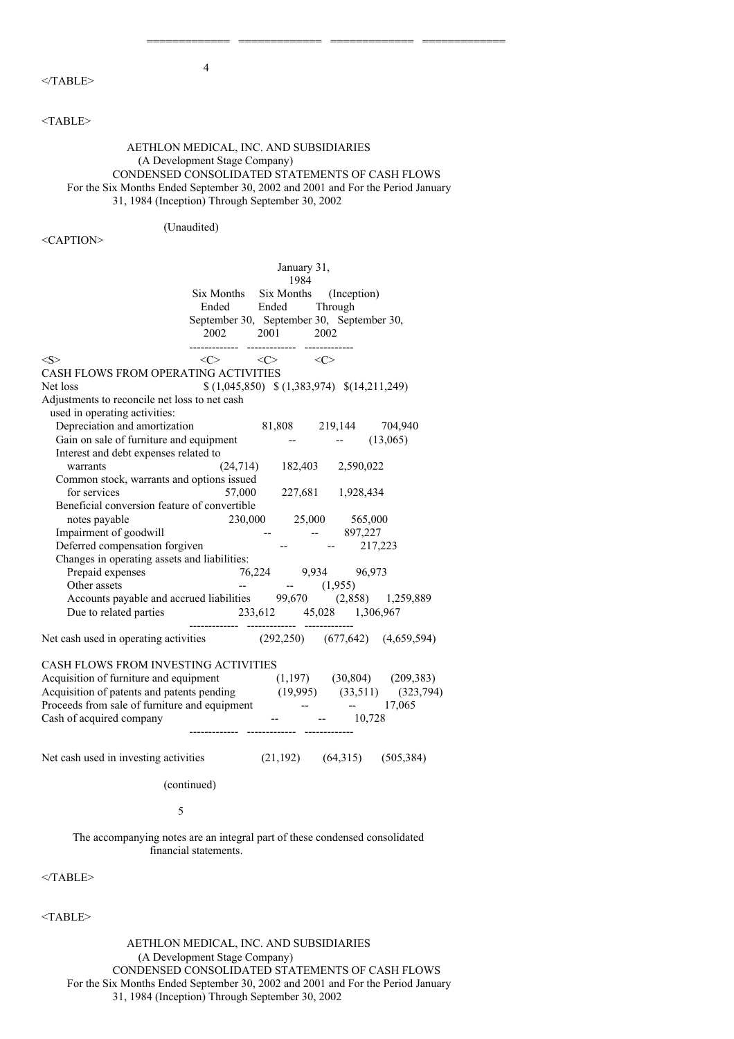AETHLON MEDICAL, INC. AND SUBSIDIARIES
(A Development Stage Company)
CONDENSED CONSOLIDATED STATEMENTS OF CASH FLOWS
For the Six Months Ended September 30, 2002 and 2001 and For the Period January 31, 1984 (Inception) Through September 30, 2002

(Unaudited)

| | Six Months Ended September 30, 2002 | Six Months Ended September 30, 2001 | January 31, 1984 (Inception) Through September 30, 2002 |
|---|---|---|---|
| CASH FLOWS FROM OPERATING ACTIVITIES | | | |
| Net loss | $ (1,045,850) | $ (1,383,974) | $(14,211,249) |
| Adjustments to reconcile net loss to net cash used in operating activities: | | | |
| Depreciation and amortization | 81,808 | 219,144 | 704,940 |
| Gain on sale of furniture and equipment | -- | -- | (13,065) |
| Interest and debt expenses related to warrants | (24,714) | 182,403 | 2,590,022 |
| Common stock, warrants and options issued for services | 57,000 | 227,681 | 1,928,434 |
| Beneficial conversion feature of convertible notes payable | 230,000 | 25,000 | 565,000 |
| Impairment of goodwill | -- | -- | 897,227 |
| Deferred compensation forgiven | -- | -- | 217,223 |
| Changes in operating assets and liabilities: | | | |
| Prepaid expenses | 76,224 | 9,934 | 96,973 |
| Other assets | -- | -- | (1,955) |
| Accounts payable and accrued liabilities | 99,670 | (2,858) | 1,259,889 |
| Due to related parties | 233,612 | 45,028 | 1,306,967 |
| Net cash used in operating activities | (292,250) | (677,642) | (4,659,594) |
| CASH FLOWS FROM INVESTING ACTIVITIES | | | |
| Acquisition of furniture and equipment | (1,197) | (30,804) | (209,383) |
| Acquisition of patents and patents pending | (19,995) | (33,511) | (323,794) |
| Proceeds from sale of furniture and equipment | -- | -- | 17,065 |
| Cash of acquired company | -- | -- | 10,728 |
| Net cash used in investing activities | (21,192) | (64,315) | (505,384) |

(continued)

The accompanying notes are an integral part of these condensed consolidated financial statements.

AETHLON MEDICAL, INC. AND SUBSIDIARIES
(A Development Stage Company)
CONDENSED CONSOLIDATED STATEMENTS OF CASH FLOWS
For the Six Months Ended September 30, 2002 and 2001 and For the Period January 31, 1984 (Inception) Through September 30, 2002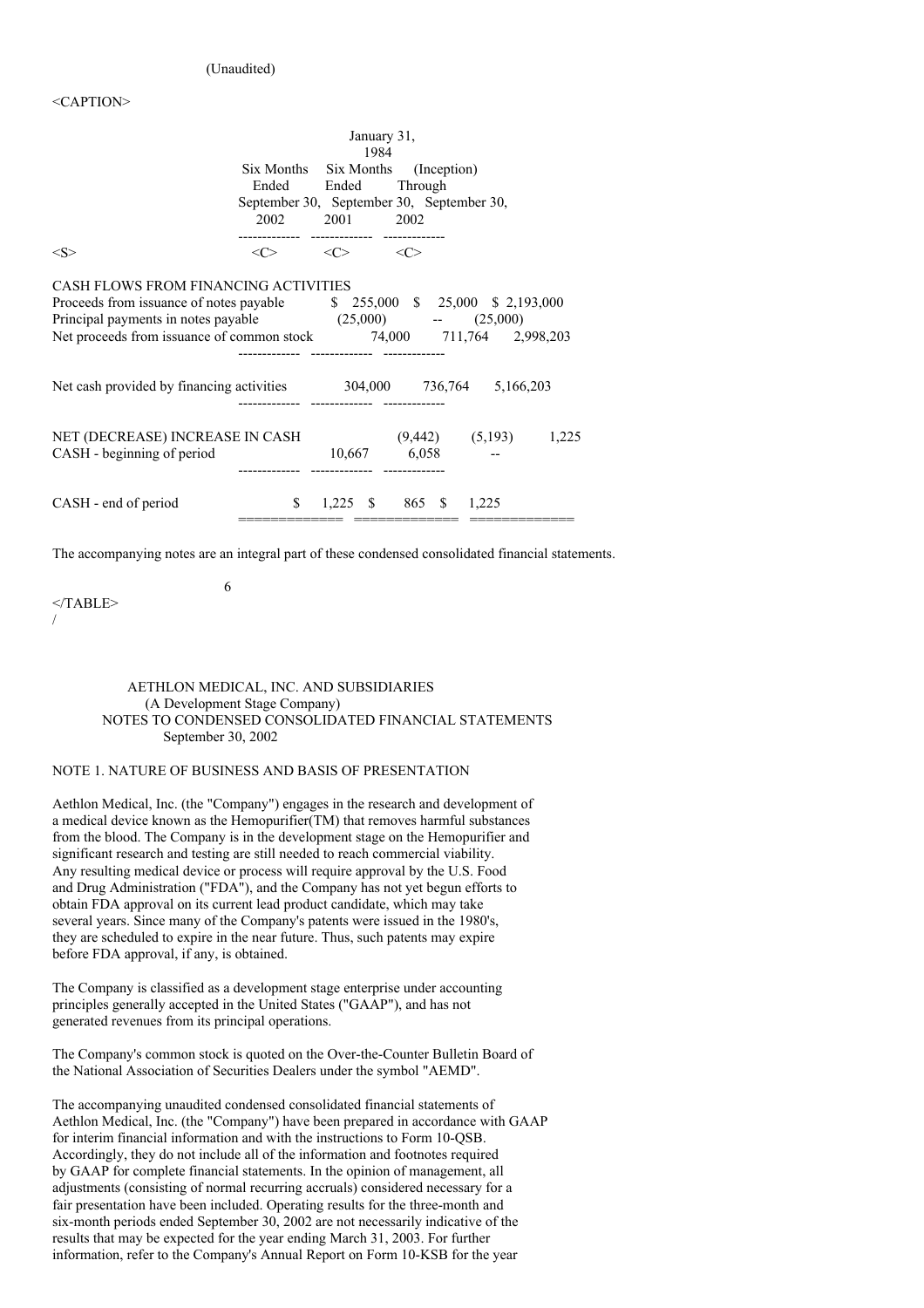(Unaudited)

| | Six Months Ended September 30, 2002 | Six Months Ended September 30, 2001 | January 31, 1984 (Inception) Through September 30, 2002 |
|---|---|---|---|
| CASH FLOWS FROM FINANCING ACTIVITIES | | | |
| Proceeds from issuance of notes payable | $ 255,000 | $ 25,000 | $ 2,193,000 |
| Principal payments in notes payable | (25,000) | -- | (25,000) |
| Net proceeds from issuance of common stock | 74,000 | 711,764 | 2,998,203 |
| Net cash provided by financing activities | 304,000 | 736,764 | 5,166,203 |
| NET (DECREASE) INCREASE IN CASH | (9,442) | (5,193) | 1,225 |
| CASH - beginning of period | 10,667 | 6,058 | -- |
| CASH - end of period | $ 1,225 | $ 865 | $ 1,225 |

The accompanying notes are an integral part of these condensed consolidated financial statements.

AETHLON MEDICAL, INC. AND SUBSIDIARIES
(A Development Stage Company)
NOTES TO CONDENSED CONSOLIDATED FINANCIAL STATEMENTS
September 30, 2002

## NOTE 1. NATURE OF BUSINESS AND BASIS OF PRESENTATION

Aethlon Medical, Inc. (the "Company") engages in the research and development of a medical device known as the Hemopurifier(TM) that removes harmful substances from the blood. The Company is in the development stage on the Hemopurifier and significant research and testing are still needed to reach commercial viability. Any resulting medical device or process will require approval by the U.S. Food and Drug Administration ("FDA"), and the Company has not yet begun efforts to obtain FDA approval on its current lead product candidate, which may take several years. Since many of the Company's patents were issued in the 1980's, they are scheduled to expire in the near future. Thus, such patents may expire before FDA approval, if any, is obtained.

The Company is classified as a development stage enterprise under accounting principles generally accepted in the United States ("GAAP"), and has not generated revenues from its principal operations.

The Company's common stock is quoted on the Over-the-Counter Bulletin Board of the National Association of Securities Dealers under the symbol "AEMD".

The accompanying unaudited condensed consolidated financial statements of Aethlon Medical, Inc. (the "Company") have been prepared in accordance with GAAP for interim financial information and with the instructions to Form 10-QSB. Accordingly, they do not include all of the information and footnotes required by GAAP for complete financial statements. In the opinion of management, all adjustments (consisting of normal recurring accruals) considered necessary for a fair presentation have been included. Operating results for the three-month and six-month periods ended September 30, 2002 are not necessarily indicative of the results that may be expected for the year ending March 31, 2003. For further information, refer to the Company's Annual Report on Form 10-KSB for the year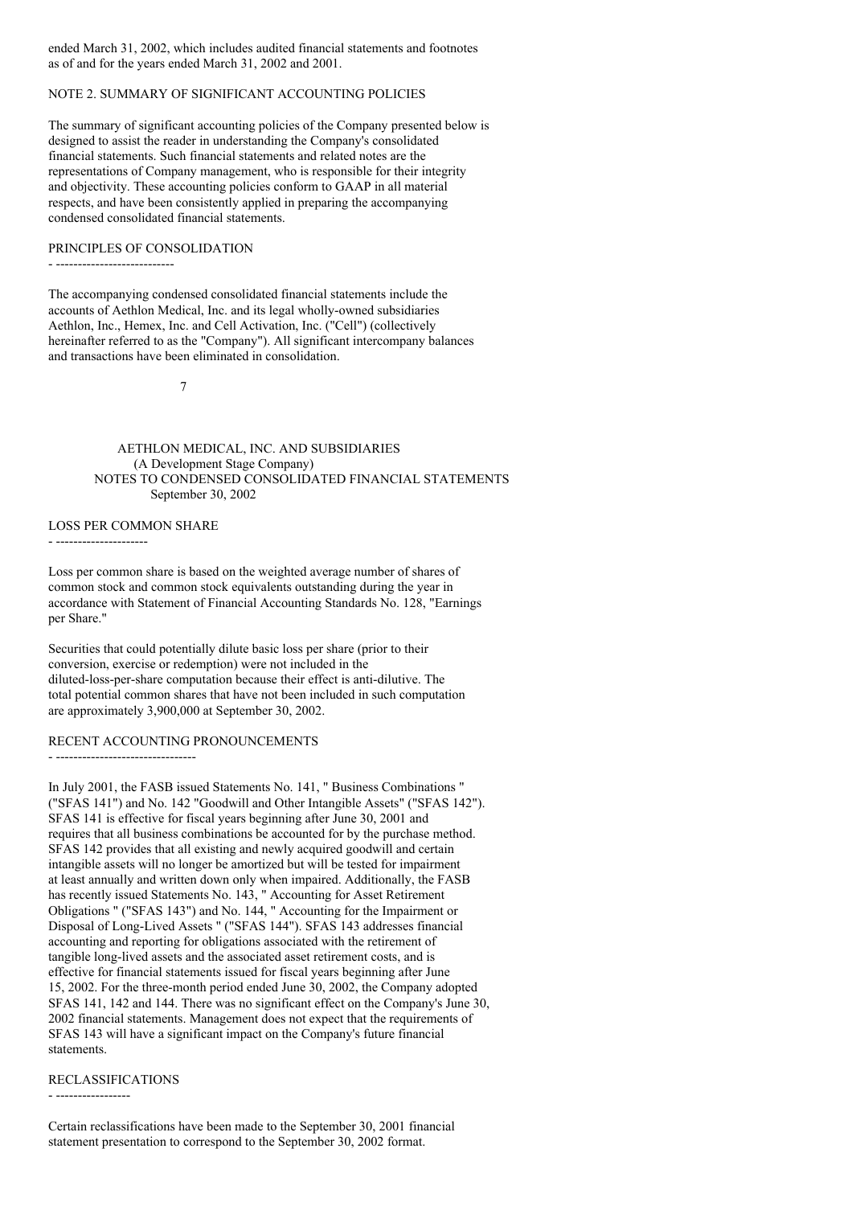ended March 31, 2002, which includes audited financial statements and footnotes as of and for the years ended March 31, 2002 and 2001.

NOTE 2. SUMMARY OF SIGNIFICANT ACCOUNTING POLICIES

The summary of significant accounting policies of the Company presented below is designed to assist the reader in understanding the Company's consolidated financial statements. Such financial statements and related notes are the representations of Company management, who is responsible for their integrity and objectivity. These accounting policies conform to GAAP in all material respects, and have been consistently applied in preparing the accompanying condensed consolidated financial statements.

PRINCIPLES OF CONSOLIDATION

The accompanying condensed consolidated financial statements include the accounts of Aethlon Medical, Inc. and its legal wholly-owned subsidiaries Aethlon, Inc., Hemex, Inc. and Cell Activation, Inc. ("Cell") (collectively hereinafter referred to as the "Company"). All significant intercompany balances and transactions have been eliminated in consolidation.

AETHLON MEDICAL, INC. AND SUBSIDIARIES
(A Development Stage Company)
NOTES TO CONDENSED CONSOLIDATED FINANCIAL STATEMENTS
September 30, 2002

LOSS PER COMMON SHARE

Loss per common share is based on the weighted average number of shares of common stock and common stock equivalents outstanding during the year in accordance with Statement of Financial Accounting Standards No. 128, "Earnings per Share."

Securities that could potentially dilute basic loss per share (prior to their conversion, exercise or redemption) were not included in the diluted-loss-per-share computation because their effect is anti-dilutive. The total potential common shares that have not been included in such computation are approximately 3,900,000 at September 30, 2002.

RECENT ACCOUNTING PRONOUNCEMENTS

In July 2001, the FASB issued Statements No. 141, " Business Combinations " ("SFAS 141") and No. 142 "Goodwill and Other Intangible Assets" ("SFAS 142"). SFAS 141 is effective for fiscal years beginning after June 30, 2001 and requires that all business combinations be accounted for by the purchase method. SFAS 142 provides that all existing and newly acquired goodwill and certain intangible assets will no longer be amortized but will be tested for impairment at least annually and written down only when impaired. Additionally, the FASB has recently issued Statements No. 143, " Accounting for Asset Retirement Obligations " ("SFAS 143") and No. 144, " Accounting for the Impairment or Disposal of Long-Lived Assets " ("SFAS 144"). SFAS 143 addresses financial accounting and reporting for obligations associated with the retirement of tangible long-lived assets and the associated asset retirement costs, and is effective for financial statements issued for fiscal years beginning after June 15, 2002. For the three-month period ended June 30, 2002, the Company adopted SFAS 141, 142 and 144. There was no significant effect on the Company's June 30, 2002 financial statements. Management does not expect that the requirements of SFAS 143 will have a significant impact on the Company's future financial statements.

RECLASSIFICATIONS

Certain reclassifications have been made to the September 30, 2001 financial statement presentation to correspond to the September 30, 2002 format.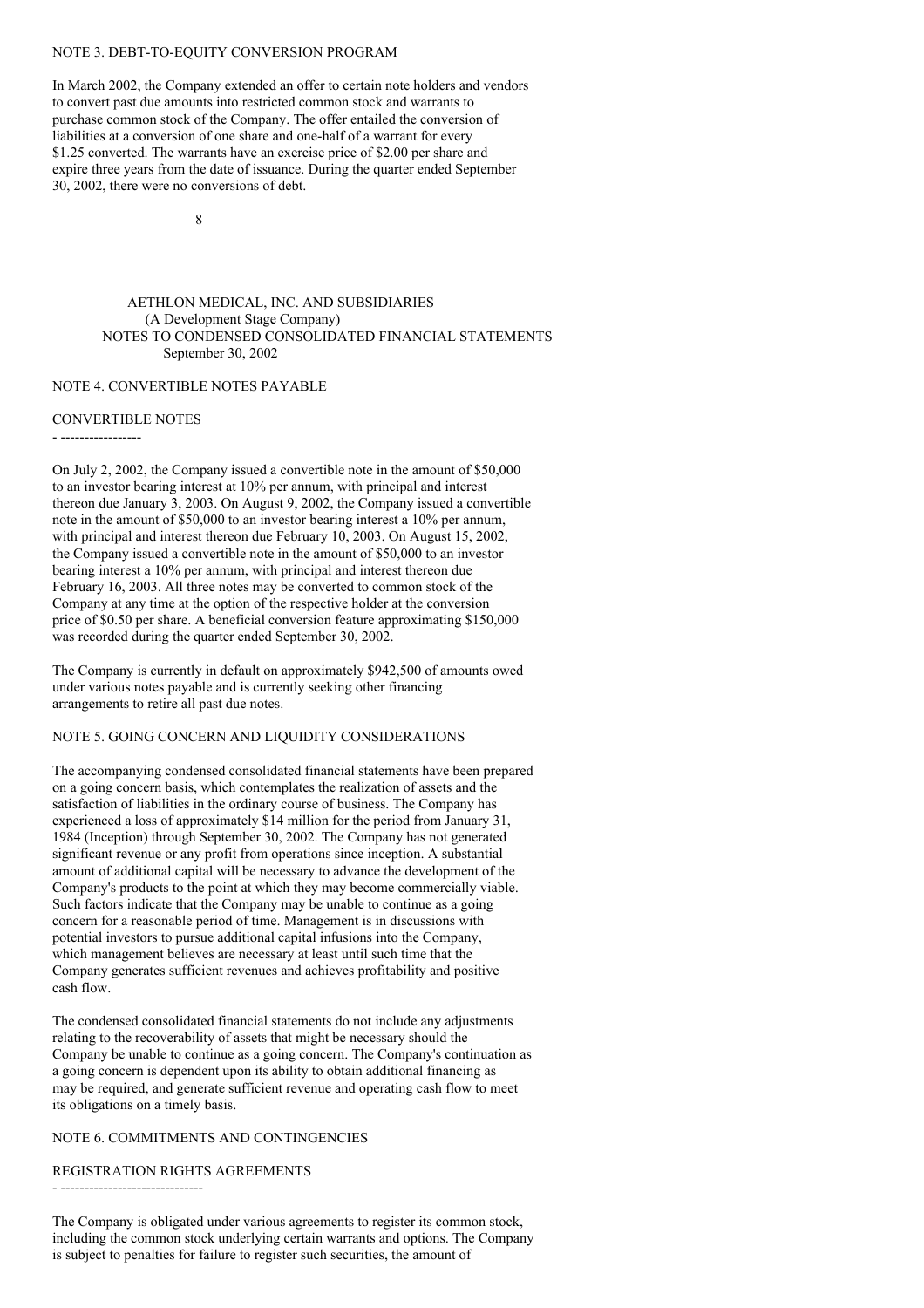## NOTE 3. DEBT-TO-EQUITY CONVERSION PROGRAM

In March 2002, the Company extended an offer to certain note holders and vendors to convert past due amounts into restricted common stock and warrants to purchase common stock of the Company. The offer entailed the conversion of liabilities at a conversion of one share and one-half of a warrant for every $1.25 converted. The warrants have an exercise price of $2.00 per share and expire three years from the date of issuance. During the quarter ended September 30, 2002, there were no conversions of debt.

AETHLON MEDICAL, INC. AND SUBSIDIARIES
(A Development Stage Company)
NOTES TO CONDENSED CONSOLIDATED FINANCIAL STATEMENTS
September 30, 2002

## NOTE 4. CONVERTIBLE NOTES PAYABLE

### CONVERTIBLE NOTES

On July 2, 2002, the Company issued a convertible note in the amount of $50,000 to an investor bearing interest at 10% per annum, with principal and interest thereon due January 3, 2003. On August 9, 2002, the Company issued a convertible note in the amount of $50,000 to an investor bearing interest a 10% per annum, with principal and interest thereon due February 10, 2003. On August 15, 2002, the Company issued a convertible note in the amount of $50,000 to an investor bearing interest a 10% per annum, with principal and interest thereon due February 16, 2003. All three notes may be converted to common stock of the Company at any time at the option of the respective holder at the conversion price of $0.50 per share. A beneficial conversion feature approximating $150,000 was recorded during the quarter ended September 30, 2002.

The Company is currently in default on approximately $942,500 of amounts owed under various notes payable and is currently seeking other financing arrangements to retire all past due notes.

## NOTE 5. GOING CONCERN AND LIQUIDITY CONSIDERATIONS

The accompanying condensed consolidated financial statements have been prepared on a going concern basis, which contemplates the realization of assets and the satisfaction of liabilities in the ordinary course of business. The Company has experienced a loss of approximately $14 million for the period from January 31, 1984 (Inception) through September 30, 2002. The Company has not generated significant revenue or any profit from operations since inception. A substantial amount of additional capital will be necessary to advance the development of the Company's products to the point at which they may become commercially viable. Such factors indicate that the Company may be unable to continue as a going concern for a reasonable period of time. Management is in discussions with potential investors to pursue additional capital infusions into the Company, which management believes are necessary at least until such time that the Company generates sufficient revenues and achieves profitability and positive cash flow.

The condensed consolidated financial statements do not include any adjustments relating to the recoverability of assets that might be necessary should the Company be unable to continue as a going concern. The Company's continuation as a going concern is dependent upon its ability to obtain additional financing as may be required, and generate sufficient revenue and operating cash flow to meet its obligations on a timely basis.

## NOTE 6. COMMITMENTS AND CONTINGENCIES

### REGISTRATION RIGHTS AGREEMENTS

The Company is obligated under various agreements to register its common stock, including the common stock underlying certain warrants and options. The Company is subject to penalties for failure to register such securities, the amount of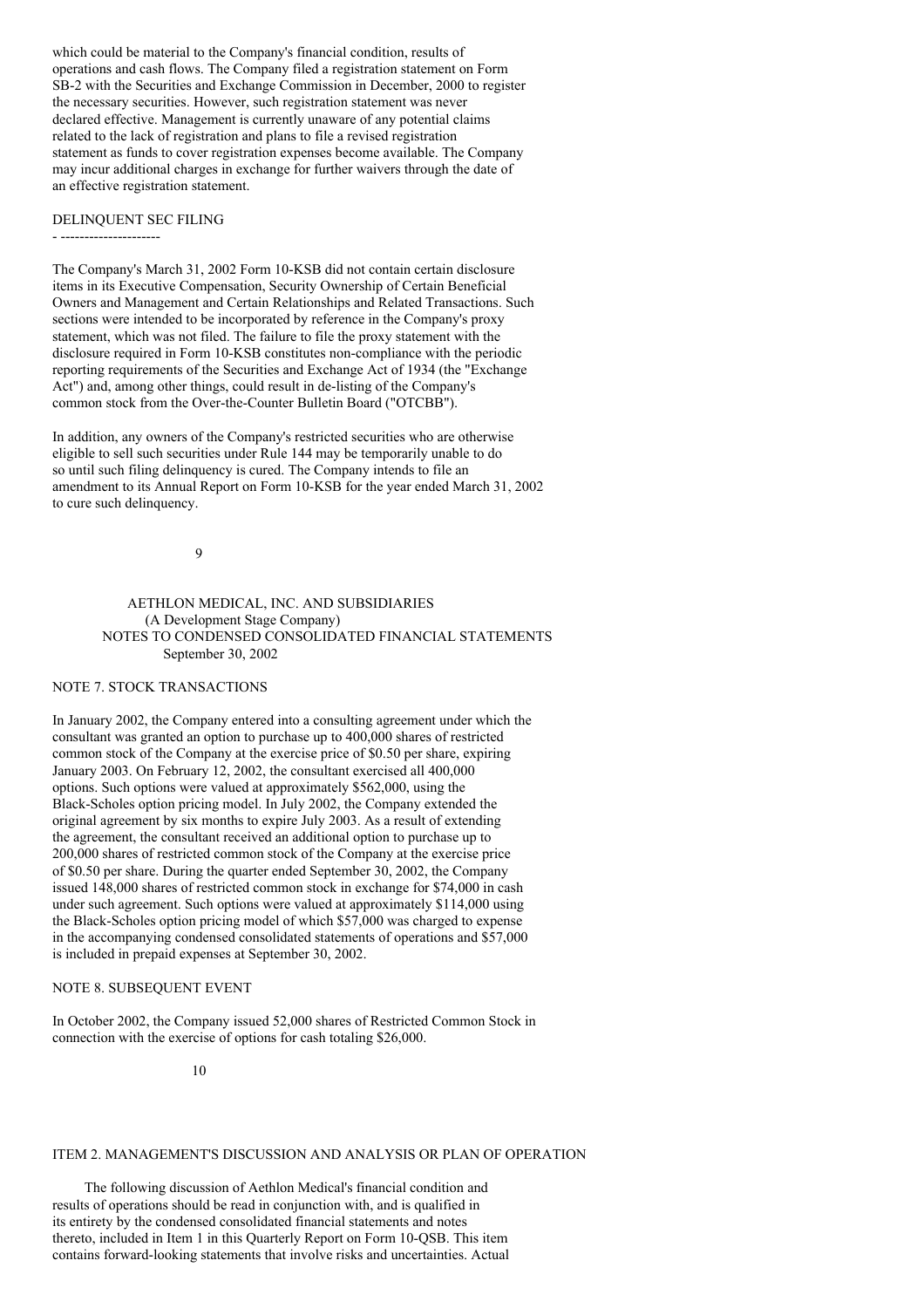which could be material to the Company's financial condition, results of operations and cash flows. The Company filed a registration statement on Form SB-2 with the Securities and Exchange Commission in December, 2000 to register the necessary securities. However, such registration statement was never declared effective. Management is currently unaware of any potential claims related to the lack of registration and plans to file a revised registration statement as funds to cover registration expenses become available. The Company may incur additional charges in exchange for further waivers through the date of an effective registration statement.

DELINQUENT SEC FILING

The Company's March 31, 2002 Form 10-KSB did not contain certain disclosure items in its Executive Compensation, Security Ownership of Certain Beneficial Owners and Management and Certain Relationships and Related Transactions. Such sections were intended to be incorporated by reference in the Company's proxy statement, which was not filed. The failure to file the proxy statement with the disclosure required in Form 10-KSB constitutes non-compliance with the periodic reporting requirements of the Securities and Exchange Act of 1934 (the "Exchange Act") and, among other things, could result in de-listing of the Company's common stock from the Over-the-Counter Bulletin Board ("OTCBB").

In addition, any owners of the Company's restricted securities who are otherwise eligible to sell such securities under Rule 144 may be temporarily unable to do so until such filing delinquency is cured. The Company intends to file an amendment to its Annual Report on Form 10-KSB for the year ended March 31, 2002 to cure such delinquency.

AETHLON MEDICAL, INC. AND SUBSIDIARIES
(A Development Stage Company)
NOTES TO CONDENSED CONSOLIDATED FINANCIAL STATEMENTS
September 30, 2002

NOTE 7. STOCK TRANSACTIONS

In January 2002, the Company entered into a consulting agreement under which the consultant was granted an option to purchase up to 400,000 shares of restricted common stock of the Company at the exercise price of $0.50 per share, expiring January 2003. On February 12, 2002, the consultant exercised all 400,000 options. Such options were valued at approximately $562,000, using the Black-Scholes option pricing model. In July 2002, the Company extended the original agreement by six months to expire July 2003. As a result of extending the agreement, the consultant received an additional option to purchase up to 200,000 shares of restricted common stock of the Company at the exercise price of $0.50 per share. During the quarter ended September 30, 2002, the Company issued 148,000 shares of restricted common stock in exchange for $74,000 in cash under such agreement. Such options were valued at approximately $114,000 using the Black-Scholes option pricing model of which $57,000 was charged to expense in the accompanying condensed consolidated statements of operations and $57,000 is included in prepaid expenses at September 30, 2002.

NOTE 8. SUBSEQUENT EVENT

In October 2002, the Company issued 52,000 shares of Restricted Common Stock in connection with the exercise of options for cash totaling $26,000.

ITEM 2. MANAGEMENT'S DISCUSSION AND ANALYSIS OR PLAN OF OPERATION

The following discussion of Aethlon Medical's financial condition and results of operations should be read in conjunction with, and is qualified in its entirety by the condensed consolidated financial statements and notes thereto, included in Item 1 in this Quarterly Report on Form 10-QSB. This item contains forward-looking statements that involve risks and uncertainties. Actual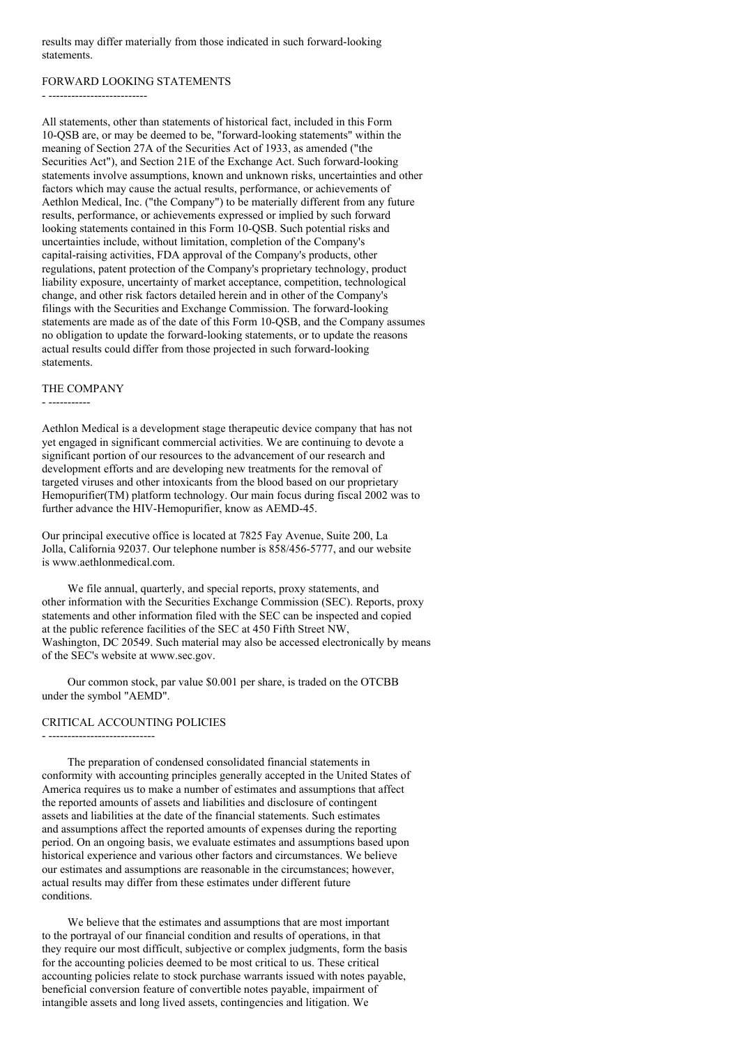results may differ materially from those indicated in such forward-looking statements.

## FORWARD LOOKING STATEMENTS

All statements, other than statements of historical fact, included in this Form 10-QSB are, or may be deemed to be, "forward-looking statements" within the meaning of Section 27A of the Securities Act of 1933, as amended ("the Securities Act"), and Section 21E of the Exchange Act. Such forward-looking statements involve assumptions, known and unknown risks, uncertainties and other factors which may cause the actual results, performance, or achievements of Aethlon Medical, Inc. ("the Company") to be materially different from any future results, performance, or achievements expressed or implied by such forward looking statements contained in this Form 10-QSB. Such potential risks and uncertainties include, without limitation, completion of the Company's capital-raising activities, FDA approval of the Company's products, other regulations, patent protection of the Company's proprietary technology, product liability exposure, uncertainty of market acceptance, competition, technological change, and other risk factors detailed herein and in other of the Company's filings with the Securities and Exchange Commission. The forward-looking statements are made as of the date of this Form 10-QSB, and the Company assumes no obligation to update the forward-looking statements, or to update the reasons actual results could differ from those projected in such forward-looking statements.

## THE COMPANY

Aethlon Medical is a development stage therapeutic device company that has not yet engaged in significant commercial activities. We are continuing to devote a significant portion of our resources to the advancement of our research and development efforts and are developing new treatments for the removal of targeted viruses and other intoxicants from the blood based on our proprietary Hemopurifier(TM) platform technology. Our main focus during fiscal 2002 was to further advance the HIV-Hemopurifier, know as AEMD-45.

Our principal executive office is located at 7825 Fay Avenue, Suite 200, La Jolla, California 92037. Our telephone number is 858/456-5777, and our website is www.aethlonmedical.com.

We file annual, quarterly, and special reports, proxy statements, and other information with the Securities Exchange Commission (SEC). Reports, proxy statements and other information filed with the SEC can be inspected and copied at the public reference facilities of the SEC at 450 Fifth Street NW, Washington, DC 20549. Such material may also be accessed electronically by means of the SEC's website at www.sec.gov.

Our common stock, par value $0.001 per share, is traded on the OTCBB under the symbol "AEMD".

## CRITICAL ACCOUNTING POLICIES

The preparation of condensed consolidated financial statements in conformity with accounting principles generally accepted in the United States of America requires us to make a number of estimates and assumptions that affect the reported amounts of assets and liabilities and disclosure of contingent assets and liabilities at the date of the financial statements. Such estimates and assumptions affect the reported amounts of expenses during the reporting period. On an ongoing basis, we evaluate estimates and assumptions based upon historical experience and various other factors and circumstances. We believe our estimates and assumptions are reasonable in the circumstances; however, actual results may differ from these estimates under different future conditions.

We believe that the estimates and assumptions that are most important to the portrayal of our financial condition and results of operations, in that they require our most difficult, subjective or complex judgments, form the basis for the accounting policies deemed to be most critical to us. These critical accounting policies relate to stock purchase warrants issued with notes payable, beneficial conversion feature of convertible notes payable, impairment of intangible assets and long lived assets, contingencies and litigation. We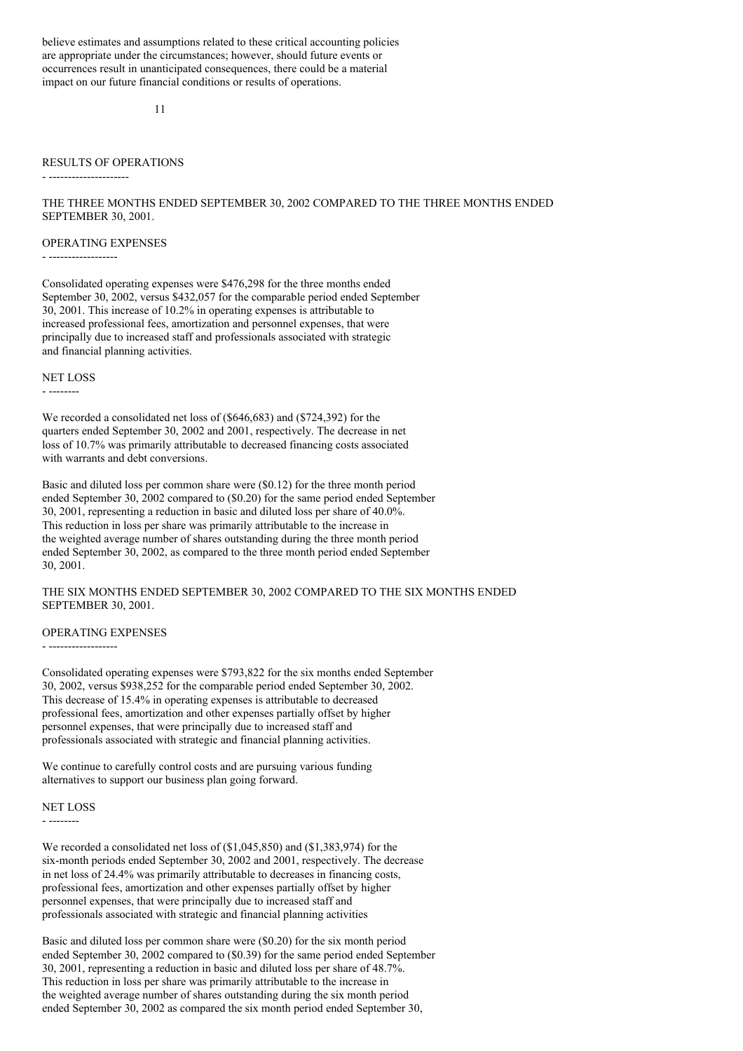believe estimates and assumptions related to these critical accounting policies are appropriate under the circumstances; however, should future events or occurrences result in unanticipated consequences, there could be a material impact on our future financial conditions or results of operations.

## RESULTS OF OPERATIONS

THE THREE MONTHS ENDED SEPTEMBER 30, 2002 COMPARED TO THE THREE MONTHS ENDED SEPTEMBER 30, 2001.

### OPERATING EXPENSES

Consolidated operating expenses were $476,298 for the three months ended September 30, 2002, versus $432,057 for the comparable period ended September 30, 2001. This increase of 10.2% in operating expenses is attributable to increased professional fees, amortization and personnel expenses, that were principally due to increased staff and professionals associated with strategic and financial planning activities.

### NET LOSS

We recorded a consolidated net loss of ($646,683) and ($724,392) for the quarters ended September 30, 2002 and 2001, respectively. The decrease in net loss of 10.7% was primarily attributable to decreased financing costs associated with warrants and debt conversions.

Basic and diluted loss per common share were ($0.12) for the three month period ended September 30, 2002 compared to ($0.20) for the same period ended September 30, 2001, representing a reduction in basic and diluted loss per share of 40.0%. This reduction in loss per share was primarily attributable to the increase in the weighted average number of shares outstanding during the three month period ended September 30, 2002, as compared to the three month period ended September 30, 2001.

THE SIX MONTHS ENDED SEPTEMBER 30, 2002 COMPARED TO THE SIX MONTHS ENDED SEPTEMBER 30, 2001.

### OPERATING EXPENSES

Consolidated operating expenses were $793,822 for the six months ended September 30, 2002, versus $938,252 for the comparable period ended September 30, 2002. This decrease of 15.4% in operating expenses is attributable to decreased professional fees, amortization and other expenses partially offset by higher personnel expenses, that were principally due to increased staff and professionals associated with strategic and financial planning activities.

We continue to carefully control costs and are pursuing various funding alternatives to support our business plan going forward.

### NET LOSS

We recorded a consolidated net loss of ($1,045,850) and ($1,383,974) for the six-month periods ended September 30, 2002 and 2001, respectively. The decrease in net loss of 24.4% was primarily attributable to decreases in financing costs, professional fees, amortization and other expenses partially offset by higher personnel expenses, that were principally due to increased staff and professionals associated with strategic and financial planning activities

Basic and diluted loss per common share were ($0.20) for the six month period ended September 30, 2002 compared to ($0.39) for the same period ended September 30, 2001, representing a reduction in basic and diluted loss per share of 48.7%. This reduction in loss per share was primarily attributable to the increase in the weighted average number of shares outstanding during the six month period ended September 30, 2002 as compared the six month period ended September 30,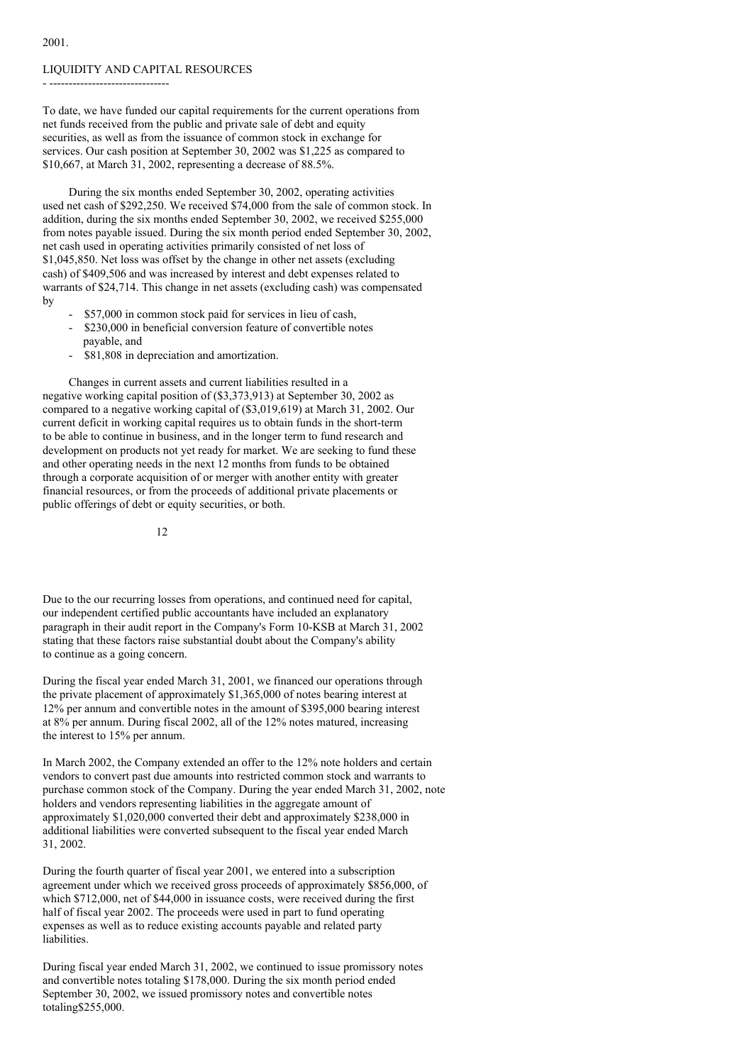2001.

## LIQUIDITY AND CAPITAL RESOURCES

To date, we have funded our capital requirements for the current operations from net funds received from the public and private sale of debt and equity securities, as well as from the issuance of common stock in exchange for services. Our cash position at September 30, 2002 was $1,225 as compared to $10,667, at March 31, 2002, representing a decrease of 88.5%.

During the six months ended September 30, 2002, operating activities used net cash of $292,250. We received $74,000 from the sale of common stock. In addition, during the six months ended September 30, 2002, we received $255,000 from notes payable issued. During the six month period ended September 30, 2002, net cash used in operating activities primarily consisted of net loss of $1,045,850. Net loss was offset by the change in other net assets (excluding cash) of $409,506 and was increased by interest and debt expenses related to warrants of $24,714. This change in net assets (excluding cash) was compensated by

- $57,000 in common stock paid for services in lieu of cash,
- $230,000 in beneficial conversion feature of convertible notes payable, and
- $81,808 in depreciation and amortization.

Changes in current assets and current liabilities resulted in a negative working capital position of ($3,373,913) at September 30, 2002 as compared to a negative working capital of ($3,019,619) at March 31, 2002. Our current deficit in working capital requires us to obtain funds in the short-term to be able to continue in business, and in the longer term to fund research and development on products not yet ready for market. We are seeking to fund these and other operating needs in the next 12 months from funds to be obtained through a corporate acquisition of or merger with another entity with greater financial resources, or from the proceeds of additional private placements or public offerings of debt or equity securities, or both.

Due to the our recurring losses from operations, and continued need for capital, our independent certified public accountants have included an explanatory paragraph in their audit report in the Company's Form 10-KSB at March 31, 2002 stating that these factors raise substantial doubt about the Company's ability to continue as a going concern.

During the fiscal year ended March 31, 2001, we financed our operations through the private placement of approximately $1,365,000 of notes bearing interest at 12% per annum and convertible notes in the amount of $395,000 bearing interest at 8% per annum. During fiscal 2002, all of the 12% notes matured, increasing the interest to 15% per annum.

In March 2002, the Company extended an offer to the 12% note holders and certain vendors to convert past due amounts into restricted common stock and warrants to purchase common stock of the Company. During the year ended March 31, 2002, note holders and vendors representing liabilities in the aggregate amount of approximately $1,020,000 converted their debt and approximately $238,000 in additional liabilities were converted subsequent to the fiscal year ended March 31, 2002.

During the fourth quarter of fiscal year 2001, we entered into a subscription agreement under which we received gross proceeds of approximately $856,000, of which $712,000, net of $44,000 in issuance costs, were received during the first half of fiscal year 2002. The proceeds were used in part to fund operating expenses as well as to reduce existing accounts payable and related party liabilities.

During fiscal year ended March 31, 2002, we continued to issue promissory notes and convertible notes totaling $178,000. During the six month period ended September 30, 2002, we issued promissory notes and convertible notes totaling$255,000.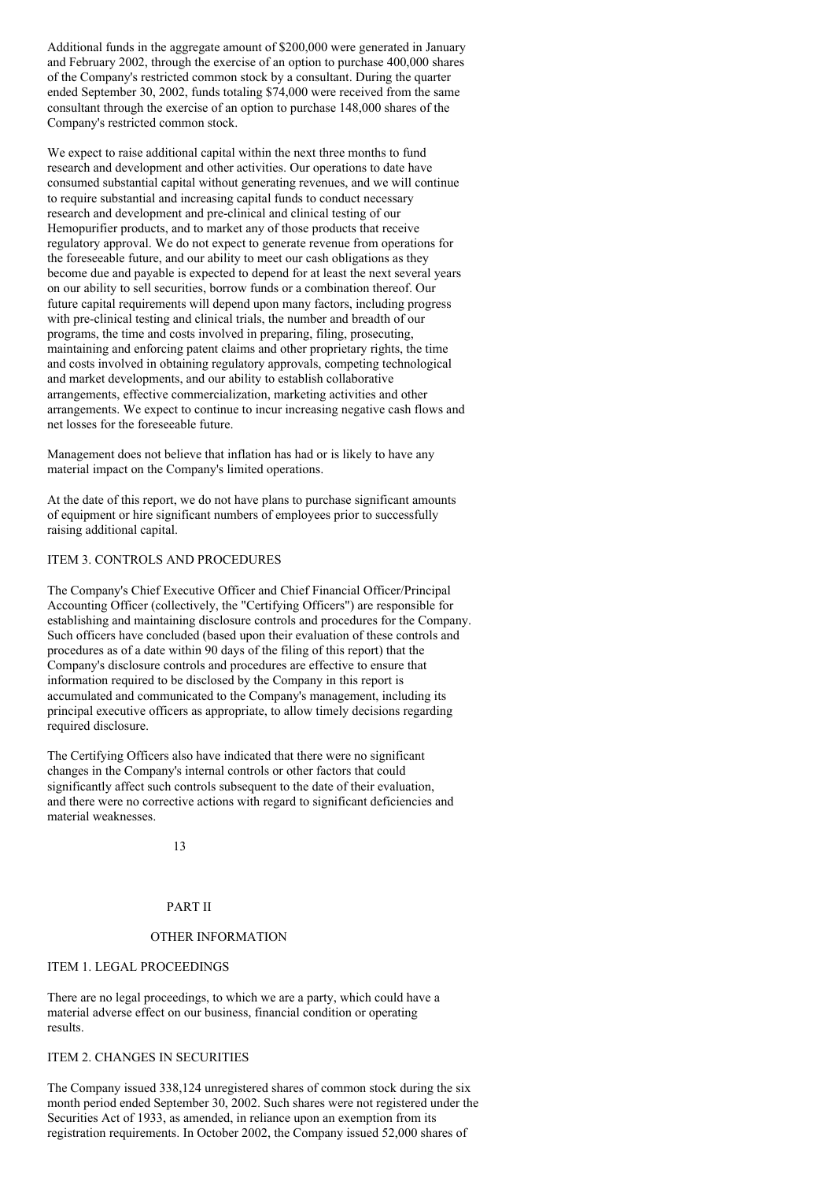Additional funds in the aggregate amount of $200,000 were generated in January and February 2002, through the exercise of an option to purchase 400,000 shares of the Company's restricted common stock by a consultant. During the quarter ended September 30, 2002, funds totaling $74,000 were received from the same consultant through the exercise of an option to purchase 148,000 shares of the Company's restricted common stock.

We expect to raise additional capital within the next three months to fund research and development and other activities. Our operations to date have consumed substantial capital without generating revenues, and we will continue to require substantial and increasing capital funds to conduct necessary research and development and pre-clinical and clinical testing of our Hemopurifier products, and to market any of those products that receive regulatory approval. We do not expect to generate revenue from operations for the foreseeable future, and our ability to meet our cash obligations as they become due and payable is expected to depend for at least the next several years on our ability to sell securities, borrow funds or a combination thereof. Our future capital requirements will depend upon many factors, including progress with pre-clinical testing and clinical trials, the number and breadth of our programs, the time and costs involved in preparing, filing, prosecuting, maintaining and enforcing patent claims and other proprietary rights, the time and costs involved in obtaining regulatory approvals, competing technological and market developments, and our ability to establish collaborative arrangements, effective commercialization, marketing activities and other arrangements. We expect to continue to incur increasing negative cash flows and net losses for the foreseeable future.

Management does not believe that inflation has had or is likely to have any material impact on the Company's limited operations.

At the date of this report, we do not have plans to purchase significant amounts of equipment or hire significant numbers of employees prior to successfully raising additional capital.

## ITEM 3. CONTROLS AND PROCEDURES

The Company's Chief Executive Officer and Chief Financial Officer/Principal Accounting Officer (collectively, the "Certifying Officers") are responsible for establishing and maintaining disclosure controls and procedures for the Company. Such officers have concluded (based upon their evaluation of these controls and procedures as of a date within 90 days of the filing of this report) that the Company's disclosure controls and procedures are effective to ensure that information required to be disclosed by the Company in this report is accumulated and communicated to the Company's management, including its principal executive officers as appropriate, to allow timely decisions regarding required disclosure.

The Certifying Officers also have indicated that there were no significant changes in the Company's internal controls or other factors that could significantly affect such controls subsequent to the date of their evaluation, and there were no corrective actions with regard to significant deficiencies and material weaknesses.

# PART II

# OTHER INFORMATION

## ITEM 1. LEGAL PROCEEDINGS

There are no legal proceedings, to which we are a party, which could have a material adverse effect on our business, financial condition or operating results.

## ITEM 2. CHANGES IN SECURITIES

The Company issued 338,124 unregistered shares of common stock during the six month period ended September 30, 2002. Such shares were not registered under the Securities Act of 1933, as amended, in reliance upon an exemption from its registration requirements. In October 2002, the Company issued 52,000 shares of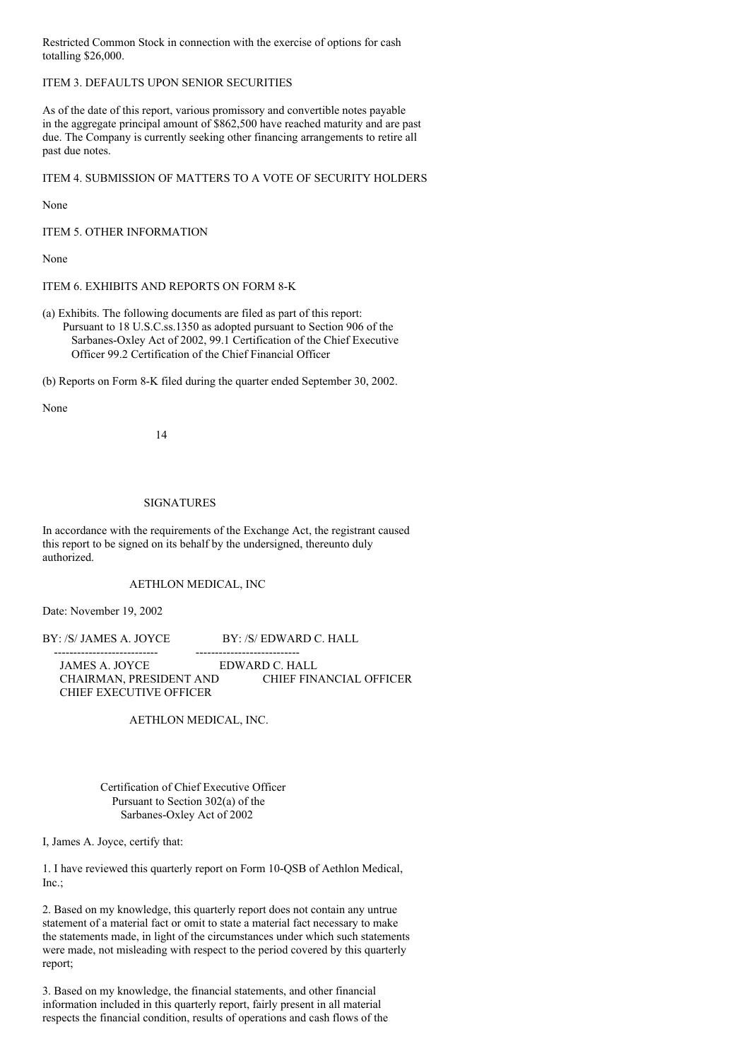Restricted Common Stock in connection with the exercise of options for cash totalling $26,000.

## ITEM 3. DEFAULTS UPON SENIOR SECURITIES

As of the date of this report, various promissory and convertible notes payable in the aggregate principal amount of $862,500 have reached maturity and are past due. The Company is currently seeking other financing arrangements to retire all past due notes.

## ITEM 4. SUBMISSION OF MATTERS TO A VOTE OF SECURITY HOLDERS

None

## ITEM 5. OTHER INFORMATION

None

## ITEM 6. EXHIBITS AND REPORTS ON FORM 8-K

(a) Exhibits. The following documents are filed as part of this report: Pursuant to 18 U.S.C.ss.1350 as adopted pursuant to Section 906 of the Sarbanes-Oxley Act of 2002, 99.1 Certification of the Chief Executive Officer 99.2 Certification of the Chief Financial Officer

(b) Reports on Form 8-K filed during the quarter ended September 30, 2002.

None

## SIGNATURES

In accordance with the requirements of the Exchange Act, the registrant caused this report to be signed on its behalf by the undersigned, thereunto duly authorized.

AETHLON MEDICAL, INC

Date: November 19, 2002

| BY: /S/ JAMES A. JOYCE | BY: /S/ EDWARD C. HALL |
| --- | --- |
| JAMES A. JOYCE<br>CHAIRMAN, PRESIDENT AND<br>CHIEF EXECUTIVE OFFICER | EDWARD C. HALL<br>CHIEF FINANCIAL OFFICER |

AETHLON MEDICAL, INC.

Certification of Chief Executive Officer
Pursuant to Section 302(a) of the
Sarbanes-Oxley Act of 2002

I, James A. Joyce, certify that:

1. I have reviewed this quarterly report on Form 10-QSB of Aethlon Medical, Inc.;

2. Based on my knowledge, this quarterly report does not contain any untrue statement of a material fact or omit to state a material fact necessary to make the statements made, in light of the circumstances under which such statements were made, not misleading with respect to the period covered by this quarterly report;

3. Based on my knowledge, the financial statements, and other financial information included in this quarterly report, fairly present in all material respects the financial condition, results of operations and cash flows of the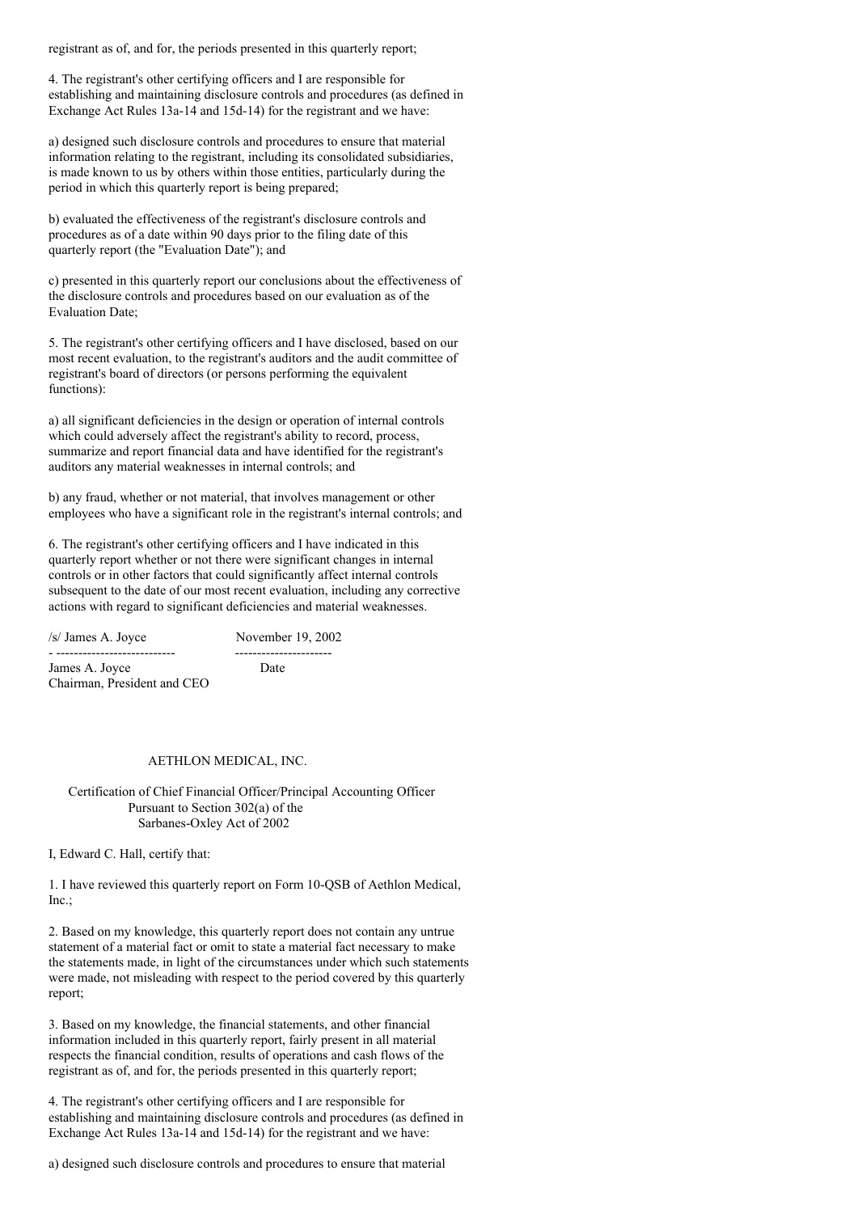registrant as of, and for, the periods presented in this quarterly report;

4. The registrant's other certifying officers and I are responsible for establishing and maintaining disclosure controls and procedures (as defined in Exchange Act Rules 13a-14 and 15d-14) for the registrant and we have:

a) designed such disclosure controls and procedures to ensure that material information relating to the registrant, including its consolidated subsidiaries, is made known to us by others within those entities, particularly during the period in which this quarterly report is being prepared;

b) evaluated the effectiveness of the registrant's disclosure controls and procedures as of a date within 90 days prior to the filing date of this quarterly report (the "Evaluation Date"); and

c) presented in this quarterly report our conclusions about the effectiveness of the disclosure controls and procedures based on our evaluation as of the Evaluation Date;

5. The registrant's other certifying officers and I have disclosed, based on our most recent evaluation, to the registrant's auditors and the audit committee of registrant's board of directors (or persons performing the equivalent functions):

a) all significant deficiencies in the design or operation of internal controls which could adversely affect the registrant's ability to record, process, summarize and report financial data and have identified for the registrant's auditors any material weaknesses in internal controls; and

b) any fraud, whether or not material, that involves management or other employees who have a significant role in the registrant's internal controls; and

6. The registrant's other certifying officers and I have indicated in this quarterly report whether or not there were significant changes in internal controls or in other factors that could significantly affect internal controls subsequent to the date of our most recent evaluation, including any corrective actions with regard to significant deficiencies and material weaknesses.

| | |
|---|---|
| /s/ James A. Joyce | November 19, 2002 |
| James A. Joyce<br>Chairman, President and CEO | Date |

AETHLON MEDICAL, INC.

Certification of Chief Financial Officer/Principal Accounting Officer
Pursuant to Section 302(a) of the
Sarbanes-Oxley Act of 2002

I, Edward C. Hall, certify that:

1. I have reviewed this quarterly report on Form 10-QSB of Aethlon Medical, Inc.;

2. Based on my knowledge, this quarterly report does not contain any untrue statement of a material fact or omit to state a material fact necessary to make the statements made, in light of the circumstances under which such statements were made, not misleading with respect to the period covered by this quarterly report;

3. Based on my knowledge, the financial statements, and other financial information included in this quarterly report, fairly present in all material respects the financial condition, results of operations and cash flows of the registrant as of, and for, the periods presented in this quarterly report;

4. The registrant's other certifying officers and I are responsible for establishing and maintaining disclosure controls and procedures (as defined in Exchange Act Rules 13a-14 and 15d-14) for the registrant and we have:

a) designed such disclosure controls and procedures to ensure that material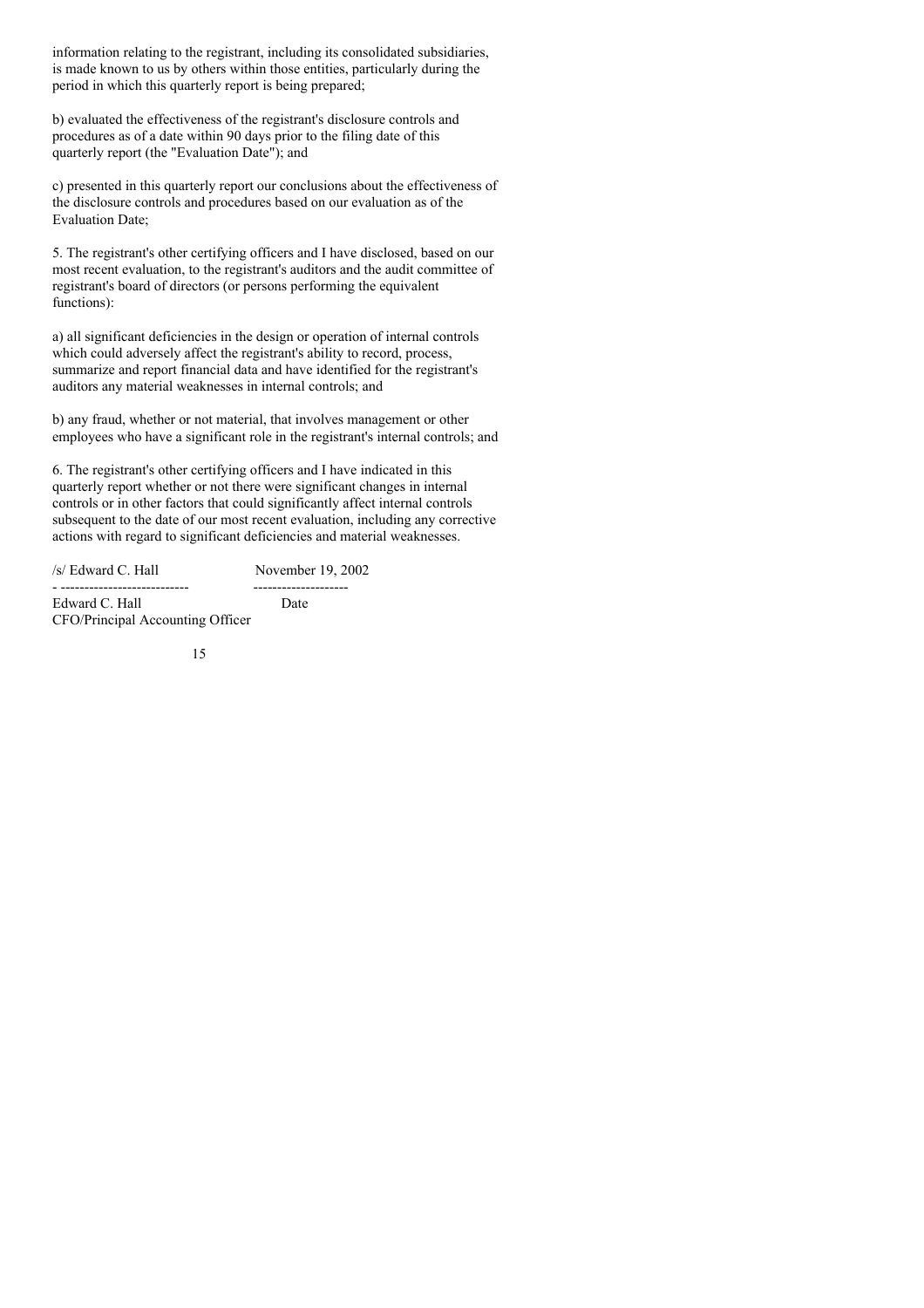information relating to the registrant, including its consolidated subsidiaries, is made known to us by others within those entities, particularly during the period in which this quarterly report is being prepared;

b) evaluated the effectiveness of the registrant's disclosure controls and procedures as of a date within 90 days prior to the filing date of this quarterly report (the "Evaluation Date"); and

c) presented in this quarterly report our conclusions about the effectiveness of the disclosure controls and procedures based on our evaluation as of the Evaluation Date;

5. The registrant's other certifying officers and I have disclosed, based on our most recent evaluation, to the registrant's auditors and the audit committee of registrant's board of directors (or persons performing the equivalent functions):

a) all significant deficiencies in the design or operation of internal controls which could adversely affect the registrant's ability to record, process, summarize and report financial data and have identified for the registrant's auditors any material weaknesses in internal controls; and

b) any fraud, whether or not material, that involves management or other employees who have a significant role in the registrant's internal controls; and

6. The registrant's other certifying officers and I have indicated in this quarterly report whether or not there were significant changes in internal controls or in other factors that could significantly affect internal controls subsequent to the date of our most recent evaluation, including any corrective actions with regard to significant deficiencies and material weaknesses.

| /s/ Edward C. Hall | November 19, 2002 |
|---|---|
| Edward C. Hall | Date |
| CFO/Principal Accounting Officer | |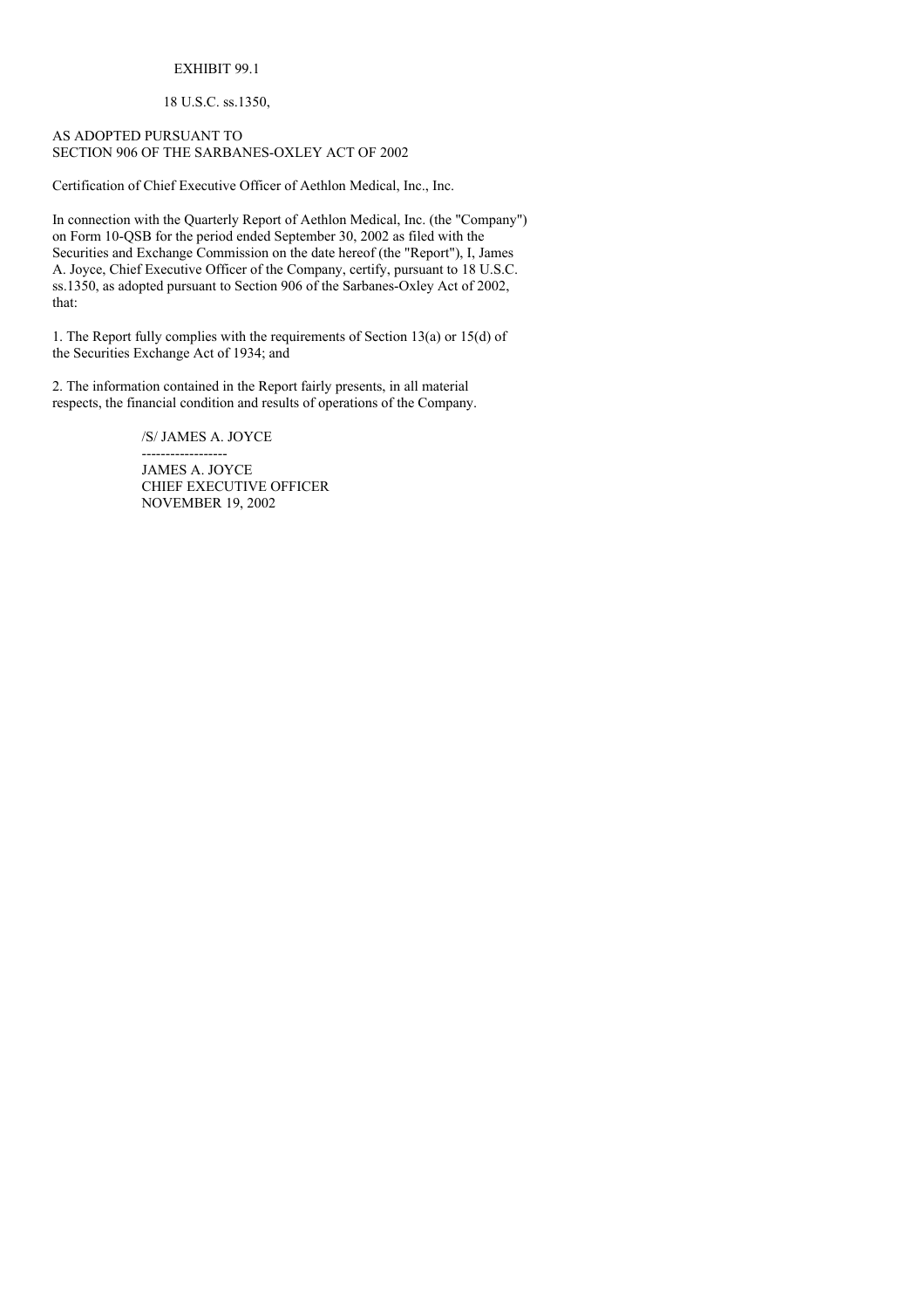EXHIBIT 99.1

18 U.S.C. ss.1350,

AS ADOPTED PURSUANT TO
SECTION 906 OF THE SARBANES-OXLEY ACT OF 2002

Certification of Chief Executive Officer of Aethlon Medical, Inc., Inc.

In connection with the Quarterly Report of Aethlon Medical, Inc. (the "Company") on Form 10-QSB for the period ended September 30, 2002 as filed with the Securities and Exchange Commission on the date hereof (the "Report"), I, James A. Joyce, Chief Executive Officer of the Company, certify, pursuant to 18 U.S.C. ss.1350, as adopted pursuant to Section 906 of the Sarbanes-Oxley Act of 2002, that:

1. The Report fully complies with the requirements of Section 13(a) or 15(d) of the Securities Exchange Act of 1934; and

2. The information contained in the Report fairly presents, in all material respects, the financial condition and results of operations of the Company.

/S/ JAMES A. JOYCE

------------------

JAMES A. JOYCE
CHIEF EXECUTIVE OFFICER
NOVEMBER 19, 2002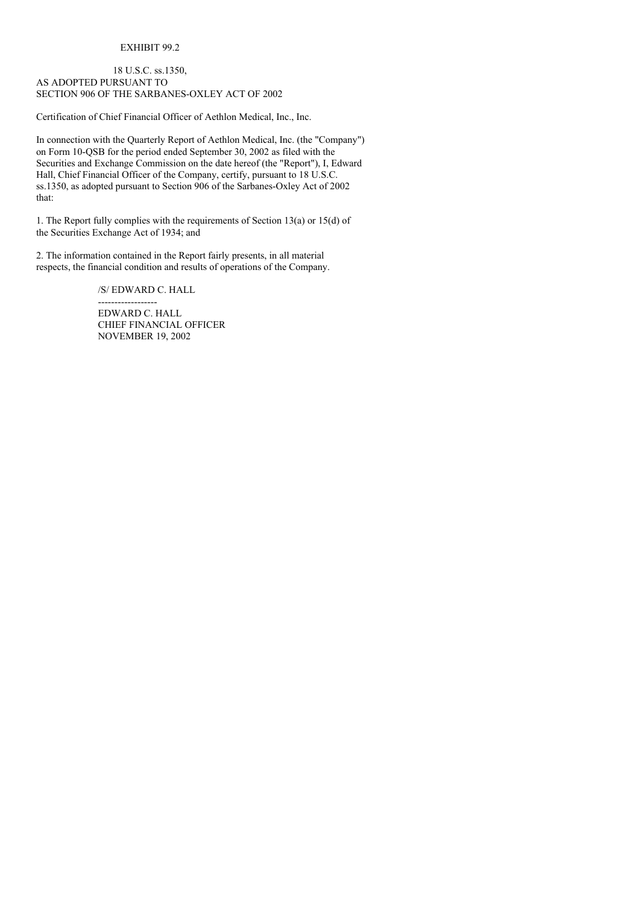EXHIBIT 99.2

18 U.S.C. ss.1350,
AS ADOPTED PURSUANT TO
SECTION 906 OF THE SARBANES-OXLEY ACT OF 2002

Certification of Chief Financial Officer of Aethlon Medical, Inc., Inc.

In connection with the Quarterly Report of Aethlon Medical, Inc. (the "Company") on Form 10-QSB for the period ended September 30, 2002 as filed with the Securities and Exchange Commission on the date hereof (the "Report"), I, Edward Hall, Chief Financial Officer of the Company, certify, pursuant to 18 U.S.C. ss.1350, as adopted pursuant to Section 906 of the Sarbanes-Oxley Act of 2002 that:

1. The Report fully complies with the requirements of Section 13(a) or 15(d) of the Securities Exchange Act of 1934; and

2. The information contained in the Report fairly presents, in all material respects, the financial condition and results of operations of the Company.

/S/ EDWARD C. HALL

------------------

EDWARD C. HALL
CHIEF FINANCIAL OFFICER
NOVEMBER 19, 2002